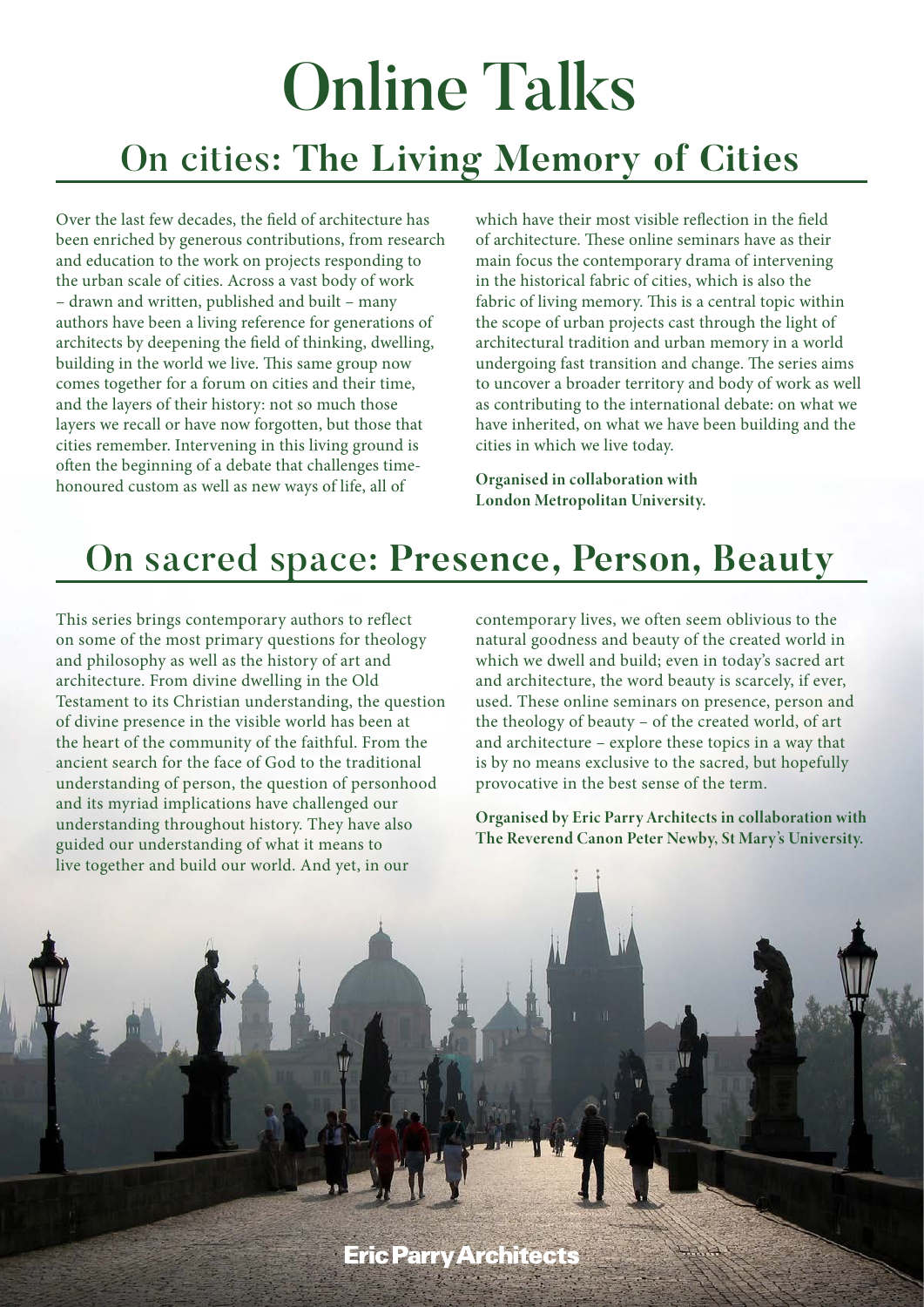# Online Talks

## On cities: The Living Memory of Cities

Over the last few decades, the field of architecture has been enriched by generous contributions, from research and education to the work on projects responding to the urban scale of cities. Across a vast body of work – drawn and written, published and built – many authors have been a living reference for generations of architects by deepening the field of thinking, dwelling, building in the world we live. This same group now comes together for a forum on cities and their time, and the layers of their history: not so much those layers we recall or have now forgotten, but those that cities remember. Intervening in this living ground is often the beginning of a debate that challenges time-honoured custom as well as new ways of life, all of which have their most visible reflection in the field of architecture. These online seminars have as their main focus the contemporary drama of intervening in the historical fabric of cities, which is also the fabric of living memory. This is a central topic within the scope of urban projects cast through the light of architectural tradition and urban memory in a world undergoing fast transition and change. The series aims to uncover a broader territory and body of work as well as contributing to the international debate: on what we have inherited, on what we have been building and the cities in which we live today.

**Organised in collaboration with London Metropolitan University.**

## On sacred space: Presence, Person, Beauty

This series brings contemporary authors to reflect on some of the most primary questions for theology and philosophy as well as the history of art and architecture. From divine dwelling in the Old Testament to its Christian understanding, the question of divine presence in the visible world has been at the heart of the community of the faithful. From the ancient search for the face of God to the traditional understanding of person, the question of personhood and its myriad implications have challenged our understanding throughout history. They have also guided our understanding of what it means to live together and build our world. And yet, in our contemporary lives, we often seem oblivious to the natural goodness and beauty of the created world in which we dwell and build; even in today's sacred art and architecture, the word beauty is scarcely, if ever, used. These online seminars on presence, person and the theology of beauty – of the created world, of art and architecture – explore these topics in a way that is by no means exclusive to the sacred, but hopefully provocative in the best sense of the term.

**Organised by Eric Parry Architects in collaboration with The Reverend Canon Peter Newby, St Mary's University.**

Eric Parry Architects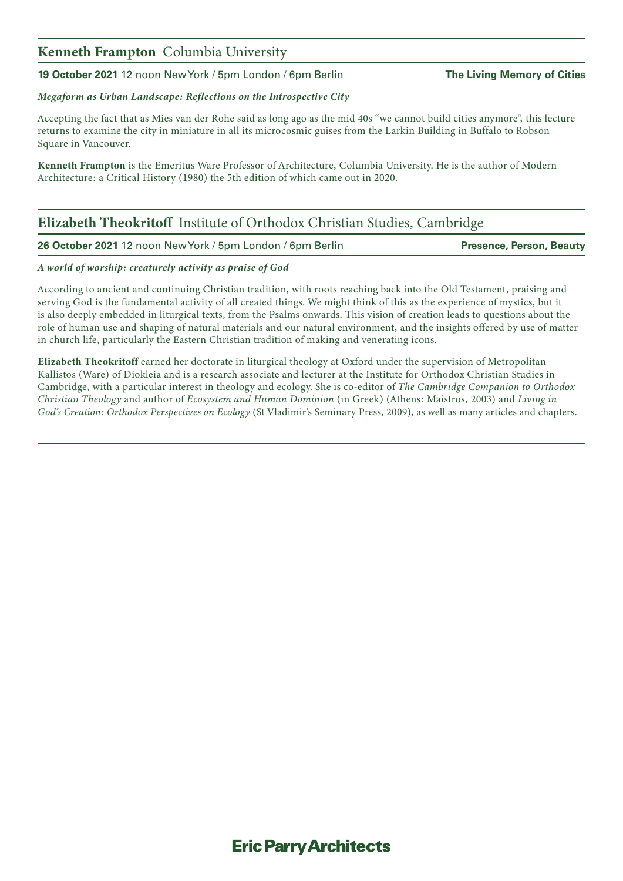## **Kenneth Frampton** Columbia University

**19 October 2021** 12 noon New York / 5pm London / 6pm Berlin **The Living Memory of Cities**

***Megaform as Urban Landscape: Reflections on the Introspective City***

Accepting the fact that as Mies van der Rohe said as long ago as the mid 40s "we cannot build cities anymore", this lecture returns to examine the city in miniature in all its microcosmic guises from the Larkin Building in Buffalo to Robson Square in Vancouver.

**Kenneth Frampton** is the Emeritus Ware Professor of Architecture, Columbia University. He is the author of Modern Architecture: a Critical History (1980) the 5th edition of which came out in 2020.

## **Elizabeth Theokritoff** Institute of Orthodox Christian Studies, Cambridge

**26 October 2021** 12 noon New York / 5pm London / 6pm Berlin **Presence, Person, Beauty**

***A world of worship: creaturely activity as praise of God***

According to ancient and continuing Christian tradition, with roots reaching back into the Old Testament, praising and serving God is the fundamental activity of all created things. We might think of this as the experience of mystics, but it is also deeply embedded in liturgical texts, from the Psalms onwards. This vision of creation leads to questions about the role of human use and shaping of natural materials and our natural environment, and the insights offered by use of matter in church life, particularly the Eastern Christian tradition of making and venerating icons.

**Elizabeth Theokritoff** earned her doctorate in liturgical theology at Oxford under the supervision of Metropolitan Kallistos (Ware) of Diokleia and is a research associate and lecturer at the Institute for Orthodox Christian Studies in Cambridge, with a particular interest in theology and ecology. She is co-editor of *The Cambridge Companion to Orthodox Christian Theology* and author of *Ecosystem and Human Dominion* (in Greek) (Athens: Maistros, 2003) and *Living in God's Creation: Orthodox Perspectives on Ecology* (St Vladimir's Seminary Press, 2009), as well as many articles and chapters.

**Eric Parry Architects**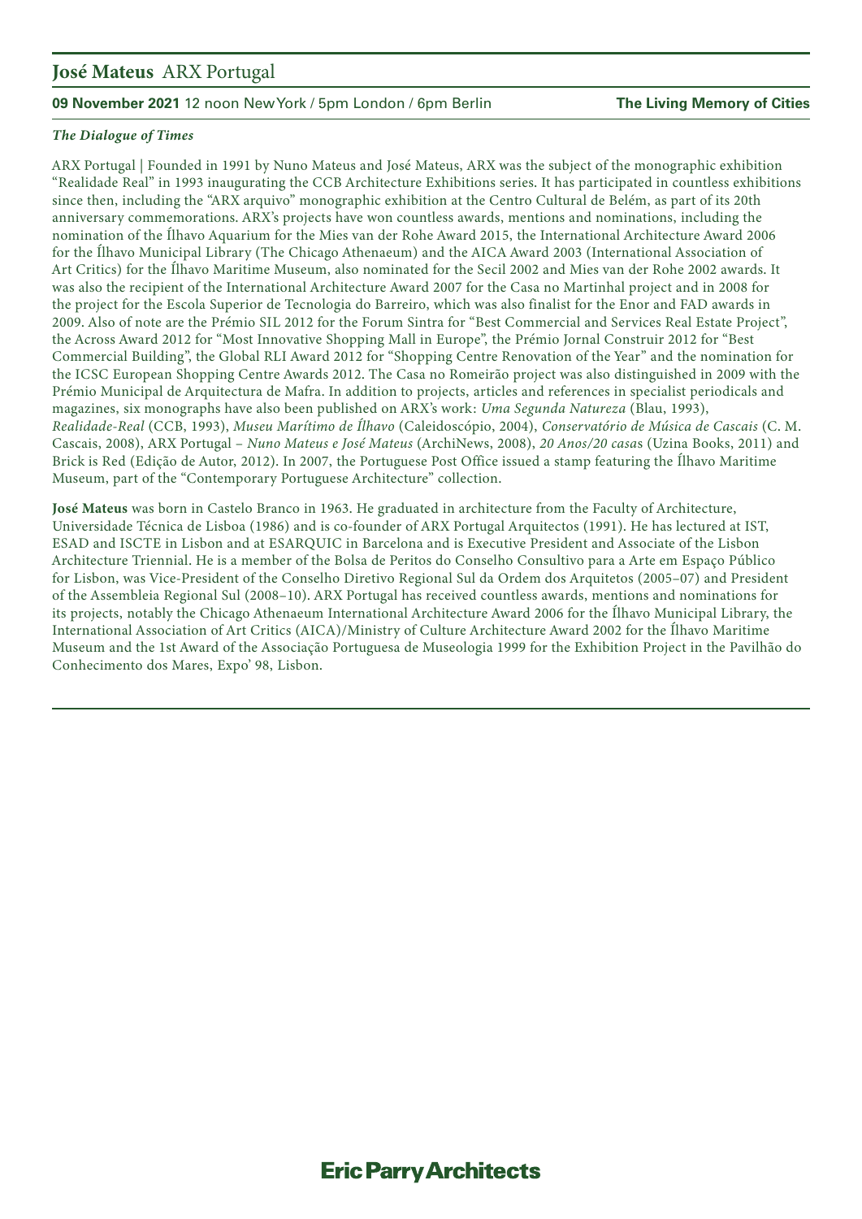# **José Mateus** ARX Portugal

**09 November 2021** 12 noon New York / 5pm London / 6pm Berlin **The Living Memory of Cities**

***The Dialogue of Times***

ARX Portugal | Founded in 1991 by Nuno Mateus and José Mateus, ARX was the subject of the monographic exhibition "Realidade Real" in 1993 inaugurating the CCB Architecture Exhibitions series. It has participated in countless exhibitions since then, including the "ARX arquivo" monographic exhibition at the Centro Cultural de Belém, as part of its 20th anniversary commemorations. ARX's projects have won countless awards, mentions and nominations, including the nomination of the Ílhavo Aquarium for the Mies van der Rohe Award 2015, the International Architecture Award 2006 for the Ílhavo Municipal Library (The Chicago Athenaeum) and the AICA Award 2003 (International Association of Art Critics) for the Ílhavo Maritime Museum, also nominated for the Secil 2002 and Mies van der Rohe 2002 awards. It was also the recipient of the International Architecture Award 2007 for the Casa no Martinhal project and in 2008 for the project for the Escola Superior de Tecnologia do Barreiro, which was also finalist for the Enor and FAD awards in 2009. Also of note are the Prémio SIL 2012 for the Forum Sintra for "Best Commercial and Services Real Estate Project", the Across Award 2012 for "Most Innovative Shopping Mall in Europe", the Prémio Jornal Construir 2012 for "Best Commercial Building", the Global RLI Award 2012 for "Shopping Centre Renovation of the Year" and the nomination for the ICSC European Shopping Centre Awards 2012. The Casa no Romeirão project was also distinguished in 2009 with the Prémio Municipal de Arquitectura de Mafra. In addition to projects, articles and references in specialist periodicals and magazines, six monographs have also been published on ARX's work: *Uma Segunda Natureza* (Blau, 1993), *Realidade-Real* (CCB, 1993), *Museu Marítimo de Ílhavo* (Caleidoscópio, 2004), *Conservatório de Música de Cascais* (C. M. Cascais, 2008), ARX Portugal – *Nuno Mateus e José Mateus* (ArchiNews, 2008), *20 Anos/20 casa*s (Uzina Books, 2011) and Brick is Red (Edição de Autor, 2012). In 2007, the Portuguese Post Office issued a stamp featuring the Ílhavo Maritime Museum, part of the "Contemporary Portuguese Architecture" collection.

**José Mateus** was born in Castelo Branco in 1963. He graduated in architecture from the Faculty of Architecture, Universidade Técnica de Lisboa (1986) and is co-founder of ARX Portugal Arquitectos (1991). He has lectured at IST, ESAD and ISCTE in Lisbon and at ESARQUIC in Barcelona and is Executive President and Associate of the Lisbon Architecture Triennial. He is a member of the Bolsa de Peritos do Conselho Consultivo para a Arte em Espaço Público for Lisbon, was Vice-President of the Conselho Diretivo Regional Sul da Ordem dos Arquitetos (2005–07) and President of the Assembleia Regional Sul (2008–10). ARX Portugal has received countless awards, mentions and nominations for its projects, notably the Chicago Athenaeum International Architecture Award 2006 for the Ílhavo Municipal Library, the International Association of Art Critics (AICA)/Ministry of Culture Architecture Award 2002 for the Ílhavo Maritime Museum and the 1st Award of the Associação Portuguesa de Museologia 1999 for the Exhibition Project in the Pavilhão do Conhecimento dos Mares, Expo' 98, Lisbon.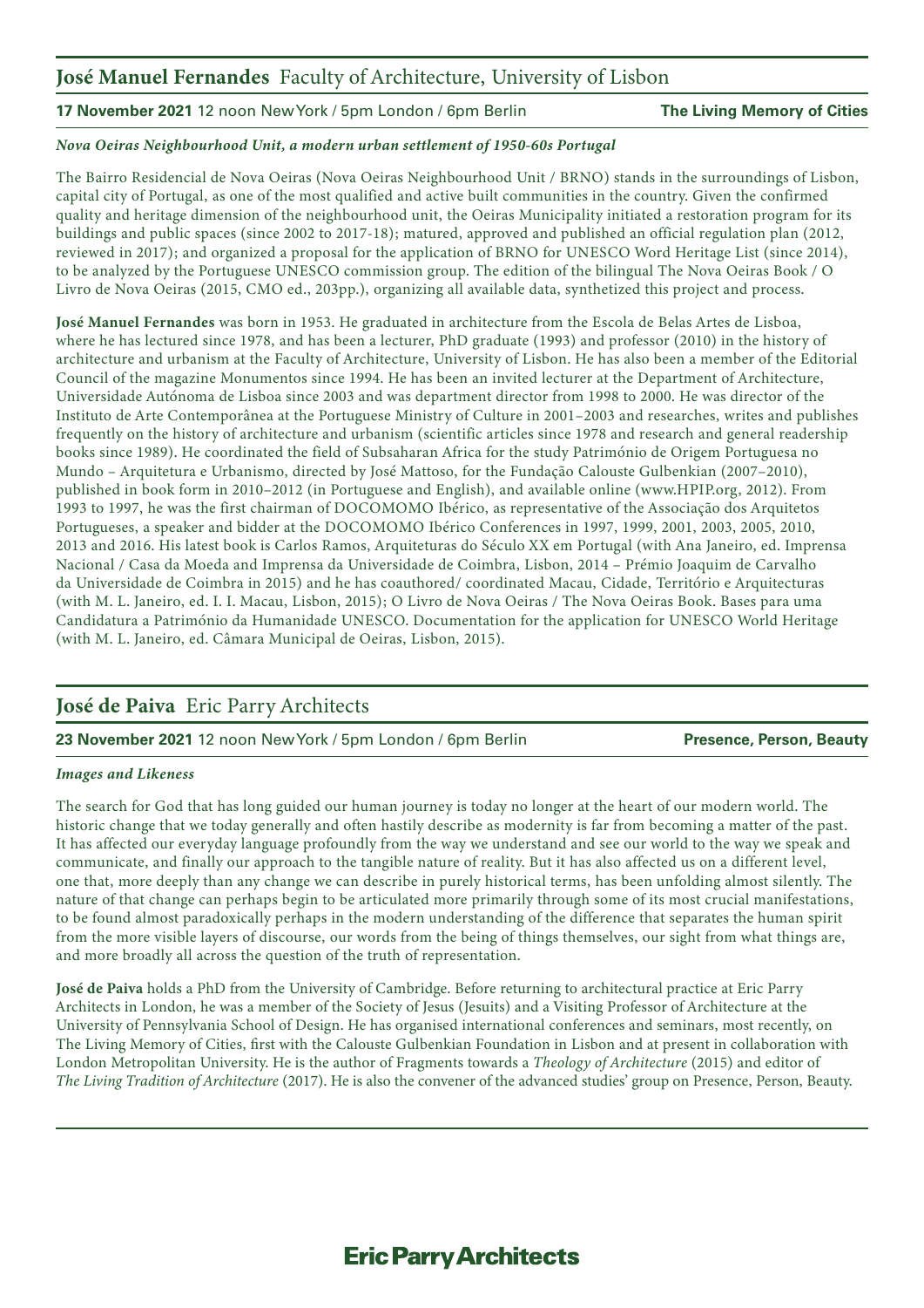## **José Manuel Fernandes** Faculty of Architecture, University of Lisbon

**17 November 2021** 12 noon New York / 5pm London / 6pm Berlin **The Living Memory of Cities**

***Nova Oeiras Neighbourhood Unit, a modern urban settlement of 1950-60s Portugal***

The Bairro Residencial de Nova Oeiras (Nova Oeiras Neighbourhood Unit / BRNO) stands in the surroundings of Lisbon, capital city of Portugal, as one of the most qualified and active built communities in the country. Given the confirmed quality and heritage dimension of the neighbourhood unit, the Oeiras Municipality initiated a restoration program for its buildings and public spaces (since 2002 to 2017-18); matured, approved and published an official regulation plan (2012, reviewed in 2017); and organized a proposal for the application of BRNO for UNESCO Word Heritage List (since 2014), to be analyzed by the Portuguese UNESCO commission group. The edition of the bilingual The Nova Oeiras Book / O Livro de Nova Oeiras (2015, CMO ed., 203pp.), organizing all available data, synthetized this project and process.

**José Manuel Fernandes** was born in 1953. He graduated in architecture from the Escola de Belas Artes de Lisboa, where he has lectured since 1978, and has been a lecturer, PhD graduate (1993) and professor (2010) in the history of architecture and urbanism at the Faculty of Architecture, University of Lisbon. He has also been a member of the Editorial Council of the magazine Monumentos since 1994. He has been an invited lecturer at the Department of Architecture, Universidade Autónoma de Lisboa since 2003 and was department director from 1998 to 2000. He was director of the Instituto de Arte Contemporânea at the Portuguese Ministry of Culture in 2001–2003 and researches, writes and publishes frequently on the history of architecture and urbanism (scientific articles since 1978 and research and general readership books since 1989). He coordinated the field of Subsaharan Africa for the study Património de Origem Portuguesa no Mundo – Arquitetura e Urbanismo, directed by José Mattoso, for the Fundação Calouste Gulbenkian (2007–2010), published in book form in 2010–2012 (in Portuguese and English), and available online (www.HPIP.org, 2012). From 1993 to 1997, he was the first chairman of DOCOMOMO Ibérico, as representative of the Associação dos Arquitetos Portugueses, a speaker and bidder at the DOCOMOMO Ibérico Conferences in 1997, 1999, 2001, 2003, 2005, 2010, 2013 and 2016. His latest book is Carlos Ramos, Arquiteturas do Século XX em Portugal (with Ana Janeiro, ed. Imprensa Nacional / Casa da Moeda and Imprensa da Universidade de Coimbra, Lisbon, 2014 – Prémio Joaquim de Carvalho da Universidade de Coimbra in 2015) and he has coauthored/ coordinated Macau, Cidade, Território e Arquitecturas (with M. L. Janeiro, ed. I. I. Macau, Lisbon, 2015); O Livro de Nova Oeiras / The Nova Oeiras Book. Bases para uma Candidatura a Património da Humanidade UNESCO. Documentation for the application for UNESCO World Heritage (with M. L. Janeiro, ed. Câmara Municipal de Oeiras, Lisbon, 2015).

## **José de Paiva** Eric Parry Architects

**23 November 2021** 12 noon New York / 5pm London / 6pm Berlin **Presence, Person, Beauty**

***Images and Likeness***

The search for God that has long guided our human journey is today no longer at the heart of our modern world. The historic change that we today generally and often hastily describe as modernity is far from becoming a matter of the past. It has affected our everyday language profoundly from the way we understand and see our world to the way we speak and communicate, and finally our approach to the tangible nature of reality. But it has also affected us on a different level, one that, more deeply than any change we can describe in purely historical terms, has been unfolding almost silently. The nature of that change can perhaps begin to be articulated more primarily through some of its most crucial manifestations, to be found almost paradoxically perhaps in the modern understanding of the difference that separates the human spirit from the more visible layers of discourse, our words from the being of things themselves, our sight from what things are, and more broadly all across the question of the truth of representation.

**José de Paiva** holds a PhD from the University of Cambridge. Before returning to architectural practice at Eric Parry Architects in London, he was a member of the Society of Jesus (Jesuits) and a Visiting Professor of Architecture at the University of Pennsylvania School of Design. He has organised international conferences and seminars, most recently, on The Living Memory of Cities, first with the Calouste Gulbenkian Foundation in Lisbon and at present in collaboration with London Metropolitan University. He is the author of Fragments towards a *Theology of Architecture* (2015) and editor of *The Living Tradition of Architecture* (2017). He is also the convener of the advanced studies' group on Presence, Person, Beauty.

**Eric Parry Architects**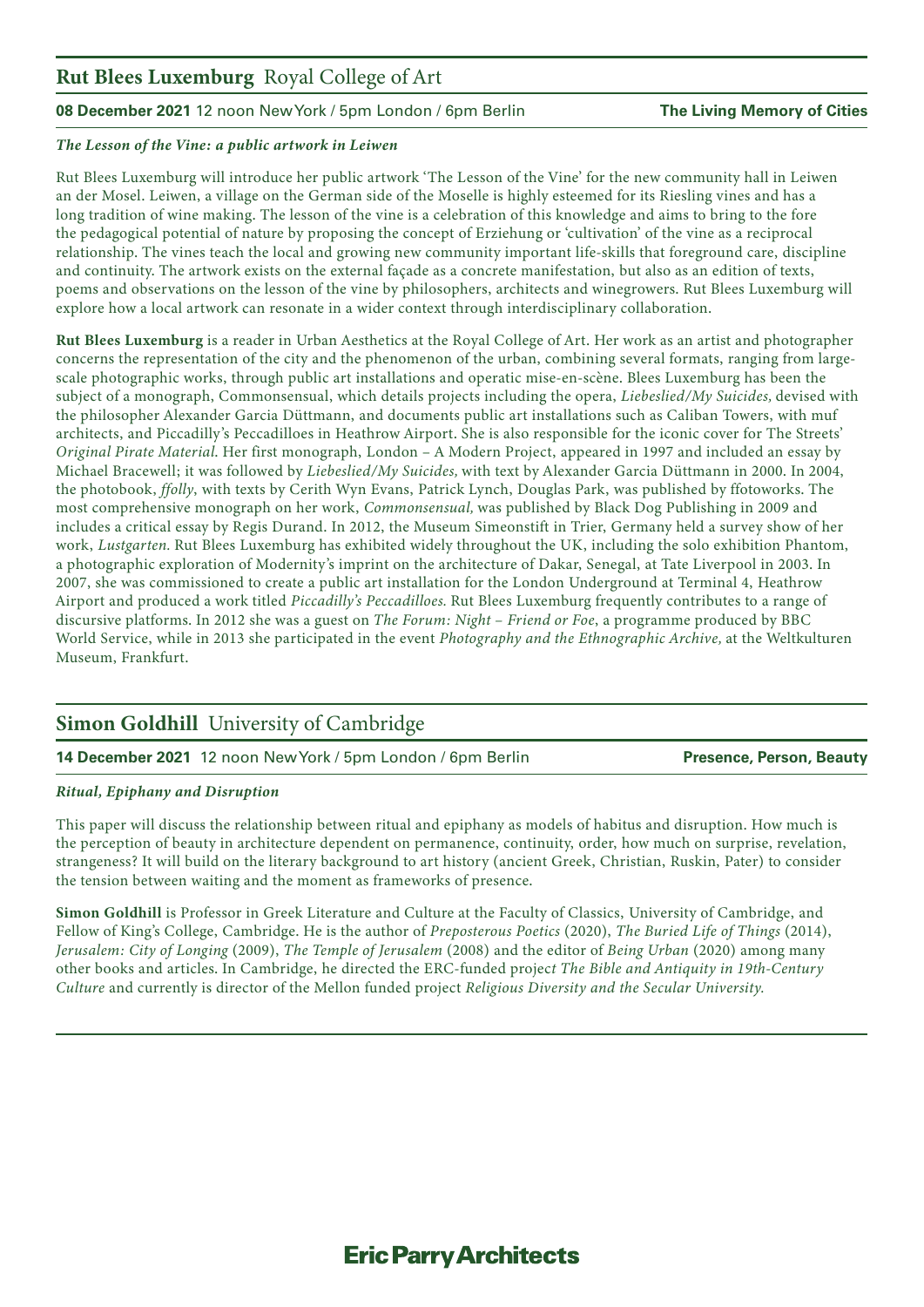## **Rut Blees Luxemburg** Royal College of Art

**08 December 2021** 12 noon New York / 5pm London / 6pm Berlin **The Living Memory of Cities**

***The Lesson of the Vine: a public artwork in Leiwen***

Rut Blees Luxemburg will introduce her public artwork 'The Lesson of the Vine' for the new community hall in Leiwen an der Mosel. Leiwen, a village on the German side of the Moselle is highly esteemed for its Riesling vines and has a long tradition of wine making. The lesson of the vine is a celebration of this knowledge and aims to bring to the fore the pedagogical potential of nature by proposing the concept of Erziehung or 'cultivation' of the vine as a reciprocal relationship. The vines teach the local and growing new community important life-skills that foreground care, discipline and continuity. The artwork exists on the external façade as a concrete manifestation, but also as an edition of texts, poems and observations on the lesson of the vine by philosophers, architects and winegrowers. Rut Blees Luxemburg will explore how a local artwork can resonate in a wider context through interdisciplinary collaboration.

**Rut Blees Luxemburg** is a reader in Urban Aesthetics at the Royal College of Art. Her work as an artist and photographer concerns the representation of the city and the phenomenon of the urban, combining several formats, ranging from large-scale photographic works, through public art installations and operatic mise-en-scène. Blees Luxemburg has been the subject of a monograph, Commonsensual, which details projects including the opera, *Liebeslied/My Suicides,* devised with the philosopher Alexander Garcia Düttmann, and documents public art installations such as Caliban Towers, with muf architects, and Piccadilly's Peccadilloes in Heathrow Airport. She is also responsible for the iconic cover for The Streets' *Original Pirate Material*. Her first monograph, London – A Modern Project, appeared in 1997 and included an essay by Michael Bracewell; it was followed by *Liebeslied/My Suicides,* with text by Alexander Garcia Düttmann in 2000. In 2004, the photobook, *ffolly*, with texts by Cerith Wyn Evans, Patrick Lynch, Douglas Park, was published by ffotoworks. The most comprehensive monograph on her work, *Commonsensual,* was published by Black Dog Publishing in 2009 and includes a critical essay by Regis Durand. In 2012, the Museum Simeonstift in Trier, Germany held a survey show of her work, *Lustgarten.* Rut Blees Luxemburg has exhibited widely throughout the UK, including the solo exhibition Phantom, a photographic exploration of Modernity's imprint on the architecture of Dakar, Senegal, at Tate Liverpool in 2003. In 2007, she was commissioned to create a public art installation for the London Underground at Terminal 4, Heathrow Airport and produced a work titled *Piccadilly's Peccadilloes.* Rut Blees Luxemburg frequently contributes to a range of discursive platforms. In 2012 she was a guest on *The Forum: Night – Friend or Foe*, a programme produced by BBC World Service, while in 2013 she participated in the event *Photography and the Ethnographic Archive,* at the Weltkulturen Museum, Frankfurt.

## **Simon Goldhill** University of Cambridge

**14 December 2021** 12 noon New York / 5pm London / 6pm Berlin **Presence, Person, Beauty**

***Ritual, Epiphany and Disruption***

This paper will discuss the relationship between ritual and epiphany as models of habitus and disruption. How much is the perception of beauty in architecture dependent on permanence, continuity, order, how much on surprise, revelation, strangeness? It will build on the literary background to art history (ancient Greek, Christian, Ruskin, Pater) to consider the tension between waiting and the moment as frameworks of presence.

**Simon Goldhill** is Professor in Greek Literature and Culture at the Faculty of Classics, University of Cambridge, and Fellow of King's College, Cambridge. He is the author of *Preposterous Poetics* (2020), *The Buried Life of Things* (2014), *Jerusalem: City of Longing* (2009), *The Temple of Jerusalem* (2008) and the editor of *Being Urban* (2020) among many other books and articles. In Cambridge, he directed the ERC-funded project *The Bible and Antiquity in 19th-Century Culture* and currently is director of the Mellon funded project *Religious Diversity and the Secular University.*

**Eric Parry Architects**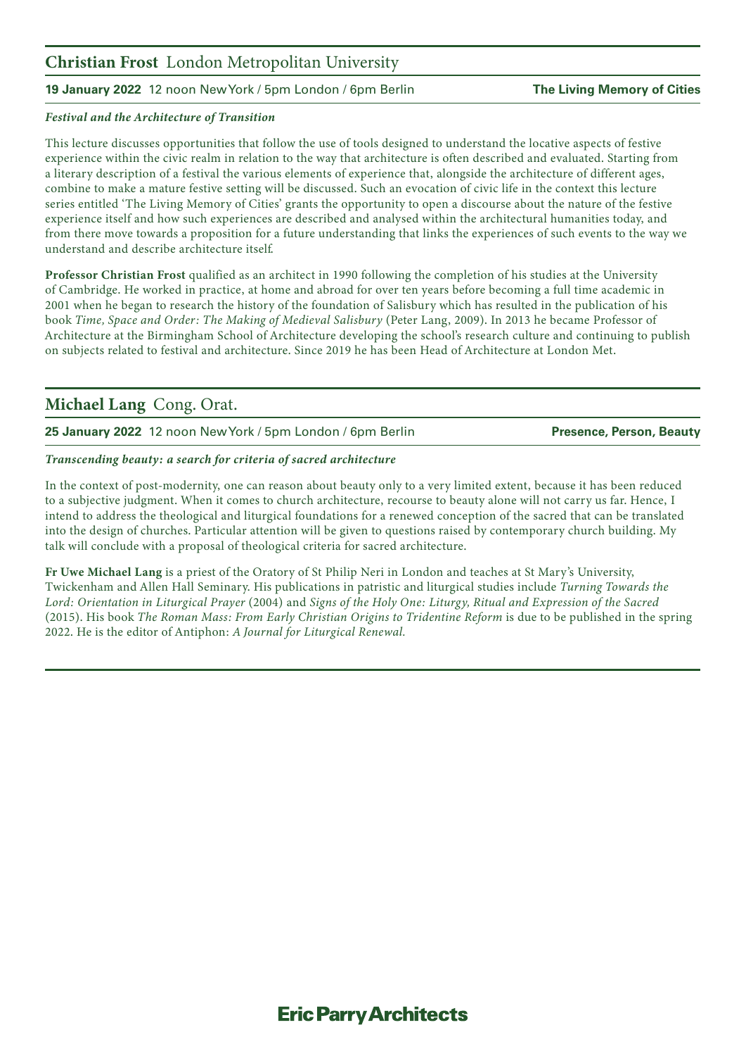## **Christian Frost** London Metropolitan University

**19 January 2022** 12 noon New York / 5pm London / 6pm Berlin **The Living Memory of Cities**

***Festival and the Architecture of Transition***

This lecture discusses opportunities that follow the use of tools designed to understand the locative aspects of festive experience within the civic realm in relation to the way that architecture is often described and evaluated. Starting from a literary description of a festival the various elements of experience that, alongside the architecture of different ages, combine to make a mature festive setting will be discussed. Such an evocation of civic life in the context this lecture series entitled 'The Living Memory of Cities' grants the opportunity to open a discourse about the nature of the festive experience itself and how such experiences are described and analysed within the architectural humanities today, and from there move towards a proposition for a future understanding that links the experiences of such events to the way we understand and describe architecture itself.

**Professor Christian Frost** qualified as an architect in 1990 following the completion of his studies at the University of Cambridge. He worked in practice, at home and abroad for over ten years before becoming a full time academic in 2001 when he began to research the history of the foundation of Salisbury which has resulted in the publication of his book *Time, Space and Order: The Making of Medieval Salisbury* (Peter Lang, 2009). In 2013 he became Professor of Architecture at the Birmingham School of Architecture developing the school's research culture and continuing to publish on subjects related to festival and architecture. Since 2019 he has been Head of Architecture at London Met.

## **Michael Lang** Cong. Orat.

**25 January 2022** 12 noon New York / 5pm London / 6pm Berlin **Presence, Person, Beauty**

***Transcending beauty: a search for criteria of sacred architecture***

In the context of post-modernity, one can reason about beauty only to a very limited extent, because it has been reduced to a subjective judgment. When it comes to church architecture, recourse to beauty alone will not carry us far. Hence, I intend to address the theological and liturgical foundations for a renewed conception of the sacred that can be translated into the design of churches. Particular attention will be given to questions raised by contemporary church building. My talk will conclude with a proposal of theological criteria for sacred architecture.

**Fr Uwe Michael Lang** is a priest of the Oratory of St Philip Neri in London and teaches at St Mary's University, Twickenham and Allen Hall Seminary. His publications in patristic and liturgical studies include *Turning Towards the Lord: Orientation in Liturgical Prayer* (2004) and *Signs of the Holy One: Liturgy, Ritual and Expression of the Sacred* (2015). His book *The Roman Mass: From Early Christian Origins to Tridentine Reform* is due to be published in the spring 2022. He is the editor of Antiphon: *A Journal for Liturgical Renewal.*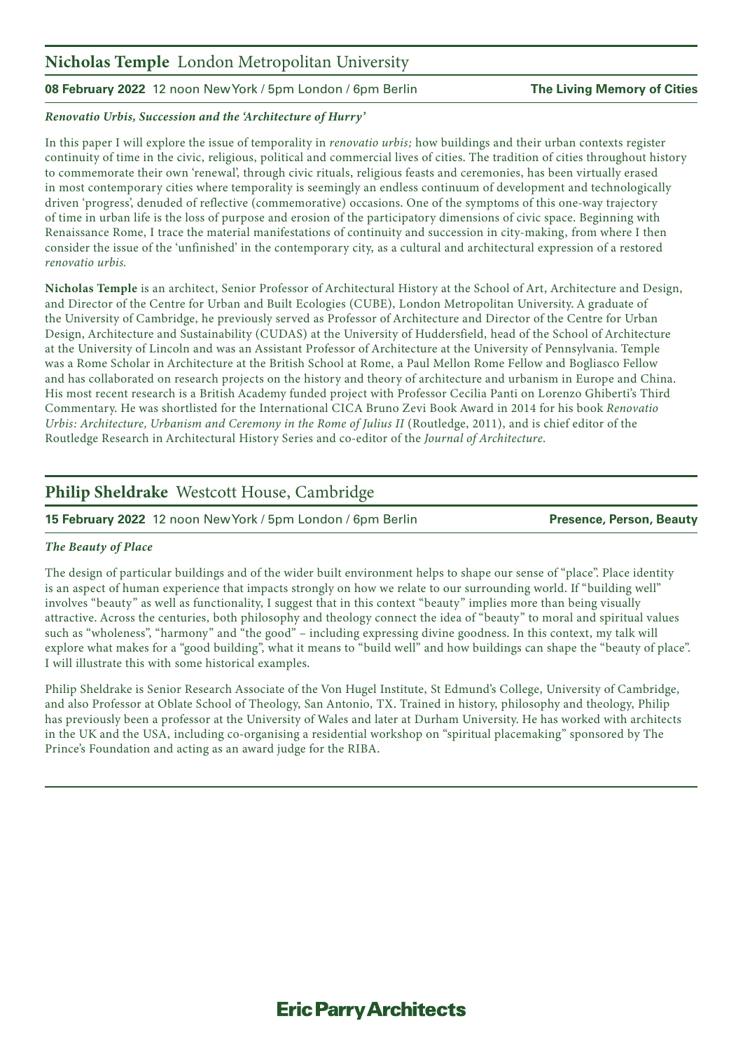## **Nicholas Temple** London Metropolitan University

**08 February 2022** 12 noon New York / 5pm London / 6pm Berlin **The Living Memory of Cities**

***Renovatio Urbis, Succession and the 'Architecture of Hurry'***

In this paper I will explore the issue of temporality in *renovatio urbis;* how buildings and their urban contexts register continuity of time in the civic, religious, political and commercial lives of cities. The tradition of cities throughout history to commemorate their own 'renewal', through civic rituals, religious feasts and ceremonies, has been virtually erased in most contemporary cities where temporality is seemingly an endless continuum of development and technologically driven 'progress', denuded of reflective (commemorative) occasions. One of the symptoms of this one-way trajectory of time in urban life is the loss of purpose and erosion of the participatory dimensions of civic space. Beginning with Renaissance Rome, I trace the material manifestations of continuity and succession in city-making, from where I then consider the issue of the 'unfinished' in the contemporary city, as a cultural and architectural expression of a restored *renovatio urbis.*

**Nicholas Temple** is an architect, Senior Professor of Architectural History at the School of Art, Architecture and Design, and Director of the Centre for Urban and Built Ecologies (CUBE), London Metropolitan University. A graduate of the University of Cambridge, he previously served as Professor of Architecture and Director of the Centre for Urban Design, Architecture and Sustainability (CUDAS) at the University of Huddersfield, head of the School of Architecture at the University of Lincoln and was an Assistant Professor of Architecture at the University of Pennsylvania. Temple was a Rome Scholar in Architecture at the British School at Rome, a Paul Mellon Rome Fellow and Bogliasco Fellow and has collaborated on research projects on the history and theory of architecture and urbanism in Europe and China. His most recent research is a British Academy funded project with Professor Cecilia Panti on Lorenzo Ghiberti's Third Commentary. He was shortlisted for the International CICA Bruno Zevi Book Award in 2014 for his book *Renovatio Urbis: Architecture, Urbanism and Ceremony in the Rome of Julius II* (Routledge, 2011), and is chief editor of the Routledge Research in Architectural History Series and co-editor of the *Journal of Architecture.*

## **Philip Sheldrake** Westcott House, Cambridge

**15 February 2022** 12 noon New York / 5pm London / 6pm Berlin **Presence, Person, Beauty**

***The Beauty of Place***

The design of particular buildings and of the wider built environment helps to shape our sense of "place". Place identity is an aspect of human experience that impacts strongly on how we relate to our surrounding world. If "building well" involves "beauty" as well as functionality, I suggest that in this context "beauty" implies more than being visually attractive. Across the centuries, both philosophy and theology connect the idea of "beauty" to moral and spiritual values such as "wholeness", "harmony" and "the good" – including expressing divine goodness. In this context, my talk will explore what makes for a "good building", what it means to "build well" and how buildings can shape the "beauty of place". I will illustrate this with some historical examples.

Philip Sheldrake is Senior Research Associate of the Von Hugel Institute, St Edmund's College, University of Cambridge, and also Professor at Oblate School of Theology, San Antonio, TX. Trained in history, philosophy and theology, Philip has previously been a professor at the University of Wales and later at Durham University. He has worked with architects in the UK and the USA, including co-organising a residential workshop on "spiritual placemaking" sponsored by The Prince's Foundation and acting as an award judge for the RIBA.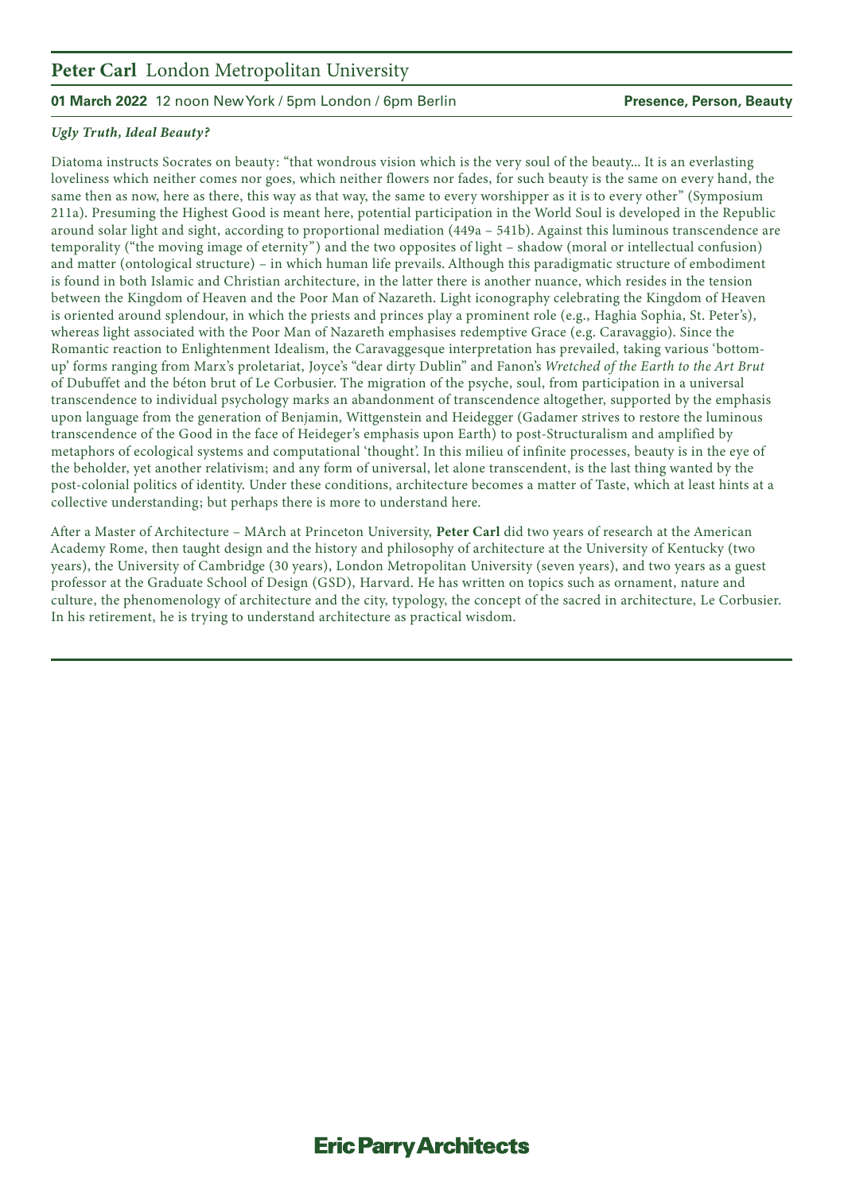## Peter Carl London Metropolitan University

**01 March 2022** 12 noon New York / 5pm London / 6pm Berlin **Presence, Person, Beauty**

***Ugly Truth, Ideal Beauty?***

Diatoma instructs Socrates on beauty: “that wondrous vision which is the very soul of the beauty... It is an everlasting loveliness which neither comes nor goes, which neither flowers nor fades, for such beauty is the same on every hand, the same then as now, here as there, this way as that way, the same to every worshipper as it is to every other” (Symposium 211a). Presuming the Highest Good is meant here, potential participation in the World Soul is developed in the Republic around solar light and sight, according to proportional mediation (449a – 541b). Against this luminous transcendence are temporality (“the moving image of eternity”) and the two opposites of light – shadow (moral or intellectual confusion) and matter (ontological structure) – in which human life prevails. Although this paradigmatic structure of embodiment is found in both Islamic and Christian architecture, in the latter there is another nuance, which resides in the tension between the Kingdom of Heaven and the Poor Man of Nazareth. Light iconography celebrating the Kingdom of Heaven is oriented around splendour, in which the priests and princes play a prominent role (e.g., Haghia Sophia, St. Peter’s), whereas light associated with the Poor Man of Nazareth emphasises redemptive Grace (e.g. Caravaggio). Since the Romantic reaction to Enlightenment Idealism, the Caravaggesque interpretation has prevailed, taking various ‘bottom-up’ forms ranging from Marx’s proletariat, Joyce’s “dear dirty Dublin” and Fanon’s *Wretched of the Earth to the Art Brut* of Dubuffet and the béton brut of Le Corbusier. The migration of the psyche, soul, from participation in a universal transcendence to individual psychology marks an abandonment of transcendence altogether, supported by the emphasis upon language from the generation of Benjamin, Wittgenstein and Heidegger (Gadamer strives to restore the luminous transcendence of the Good in the face of Heideger’s emphasis upon Earth) to post-Structuralism and amplified by metaphors of ecological systems and computational ‘thought’. In this milieu of infinite processes, beauty is in the eye of the beholder, yet another relativism; and any form of universal, let alone transcendent, is the last thing wanted by the post-colonial politics of identity. Under these conditions, architecture becomes a matter of Taste, which at least hints at a collective understanding; but perhaps there is more to understand here.

After a Master of Architecture – MArch at Princeton University, **Peter Carl** did two years of research at the American Academy Rome, then taught design and the history and philosophy of architecture at the University of Kentucky (two years), the University of Cambridge (30 years), London Metropolitan University (seven years), and two years as a guest professor at the Graduate School of Design (GSD), Harvard. He has written on topics such as ornament, nature and culture, the phenomenology of architecture and the city, typology, the concept of the sacred in architecture, Le Corbusier. In his retirement, he is trying to understand architecture as practical wisdom.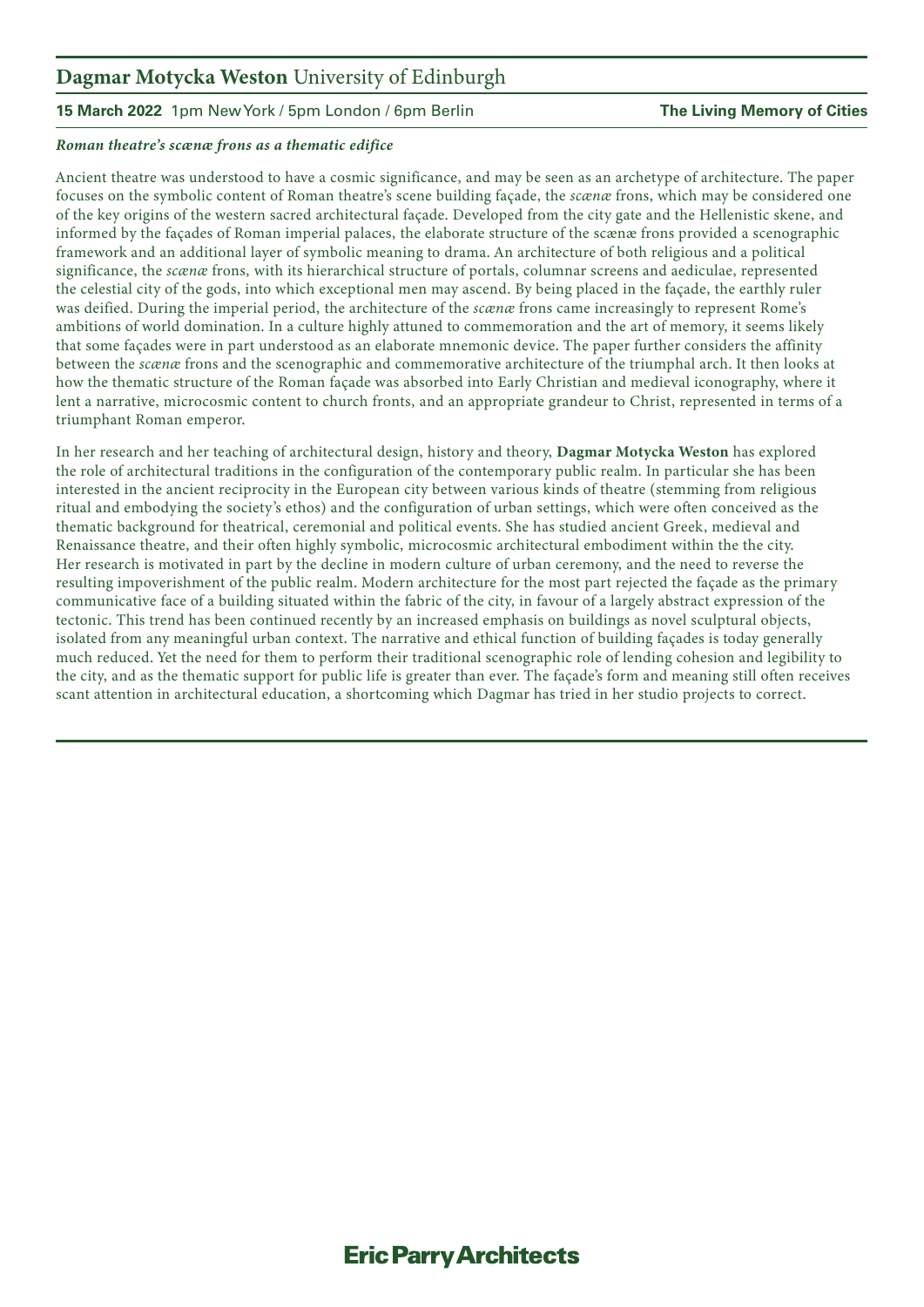## **Dagmar Motycka Weston** University of Edinburgh

**15 March 2022** 1pm New York / 5pm London / 6pm Berlin **The Living Memory of Cities**

***Roman theatre's scænæ frons as a thematic edifice***

Ancient theatre was understood to have a cosmic significance, and may be seen as an archetype of architecture. The paper focuses on the symbolic content of Roman theatre's scene building façade, the *scænæ* frons, which may be considered one of the key origins of the western sacred architectural façade. Developed from the city gate and the Hellenistic skene, and informed by the façades of Roman imperial palaces, the elaborate structure of the scænæ frons provided a scenographic framework and an additional layer of symbolic meaning to drama. An architecture of both religious and a political significance, the *scænæ* frons, with its hierarchical structure of portals, columnar screens and aediculae, represented the celestial city of the gods, into which exceptional men may ascend. By being placed in the façade, the earthly ruler was deified. During the imperial period, the architecture of the *scænæ* frons came increasingly to represent Rome's ambitions of world domination. In a culture highly attuned to commemoration and the art of memory, it seems likely that some façades were in part understood as an elaborate mnemonic device. The paper further considers the affinity between the *scænæ* frons and the scenographic and commemorative architecture of the triumphal arch. It then looks at how the thematic structure of the Roman façade was absorbed into Early Christian and medieval iconography, where it lent a narrative, microcosmic content to church fronts, and an appropriate grandeur to Christ, represented in terms of a triumphant Roman emperor.

In her research and her teaching of architectural design, history and theory, **Dagmar Motycka Weston** has explored the role of architectural traditions in the configuration of the contemporary public realm. In particular she has been interested in the ancient reciprocity in the European city between various kinds of theatre (stemming from religious ritual and embodying the society's ethos) and the configuration of urban settings, which were often conceived as the thematic background for theatrical, ceremonial and political events. She has studied ancient Greek, medieval and Renaissance theatre, and their often highly symbolic, microcosmic architectural embodiment within the the city. Her research is motivated in part by the decline in modern culture of urban ceremony, and the need to reverse the resulting impoverishment of the public realm. Modern architecture for the most part rejected the façade as the primary communicative face of a building situated within the fabric of the city, in favour of a largely abstract expression of the tectonic. This trend has been continued recently by an increased emphasis on buildings as novel sculptural objects, isolated from any meaningful urban context. The narrative and ethical function of building façades is today generally much reduced. Yet the need for them to perform their traditional scenographic role of lending cohesion and legibility to the city, and as the thematic support for public life is greater than ever. The façade's form and meaning still often receives scant attention in architectural education, a shortcoming which Dagmar has tried in her studio projects to correct.

**Eric Parry Architects**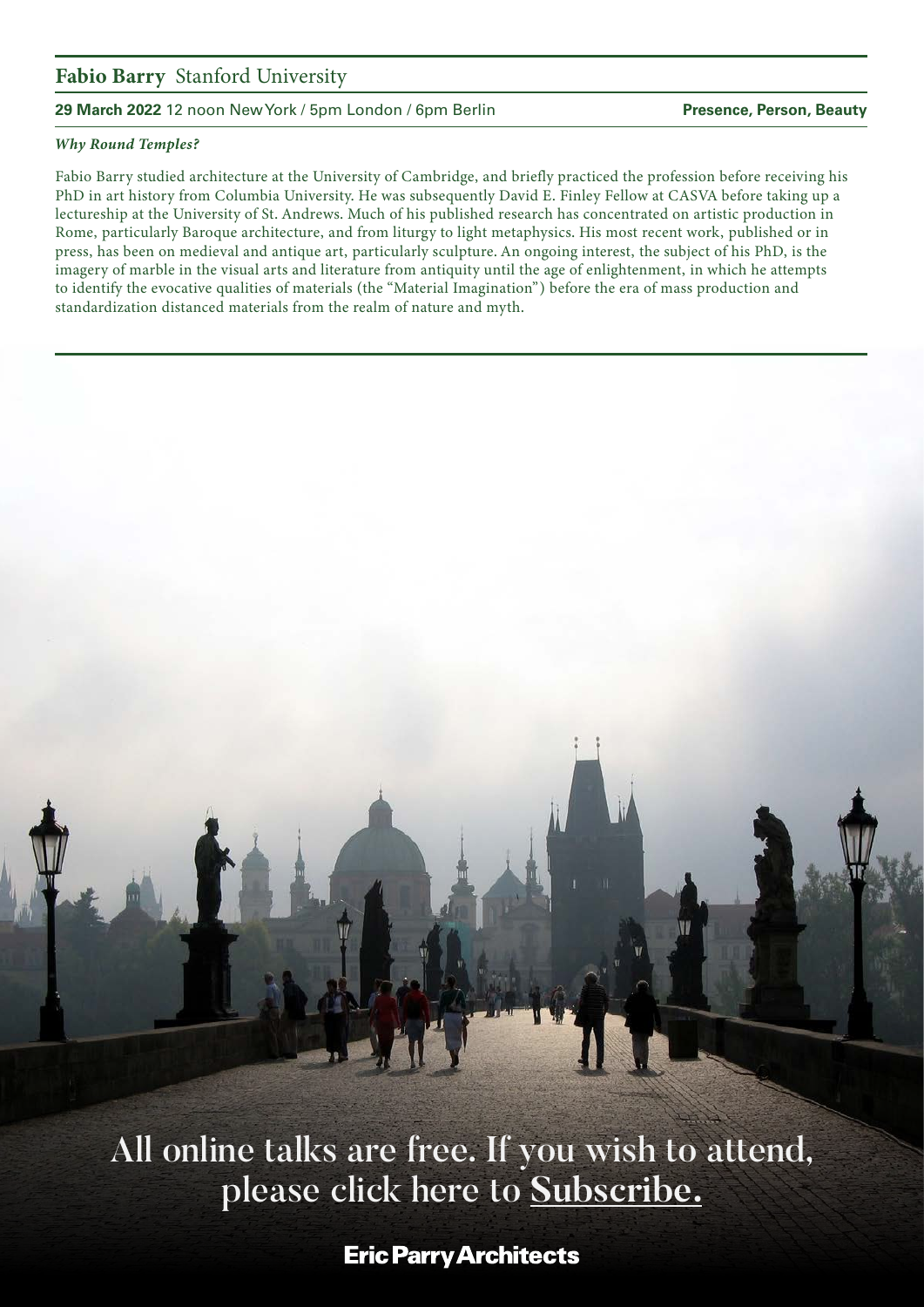## **Fabio Barry** Stanford University

**29 March 2022** 12 noon New York / 5pm London / 6pm Berlin **Presence, Person, Beauty**

***Why Round Temples?***

Fabio Barry studied architecture at the University of Cambridge, and briefly practiced the profession before receiving his PhD in art history from Columbia University. He was subsequently David E. Finley Fellow at CASVA before taking up a lectureship at the University of St. Andrews. Much of his published research has concentrated on artistic production in Rome, particularly Baroque architecture, and from liturgy to light metaphysics. His most recent work, published or in press, has been on medieval and antique art, particularly sculpture. An ongoing interest, the subject of his PhD, is the imagery of marble in the visual arts and literature from antiquity until the age of enlightenment, in which he attempts to identify the evocative qualities of materials (the "Material Imagination") before the era of mass production and standardization distanced materials from the realm of nature and myth.

All online talks are free. If you wish to attend, please click here to **Subscribe.**

**Eric Parry Architects**